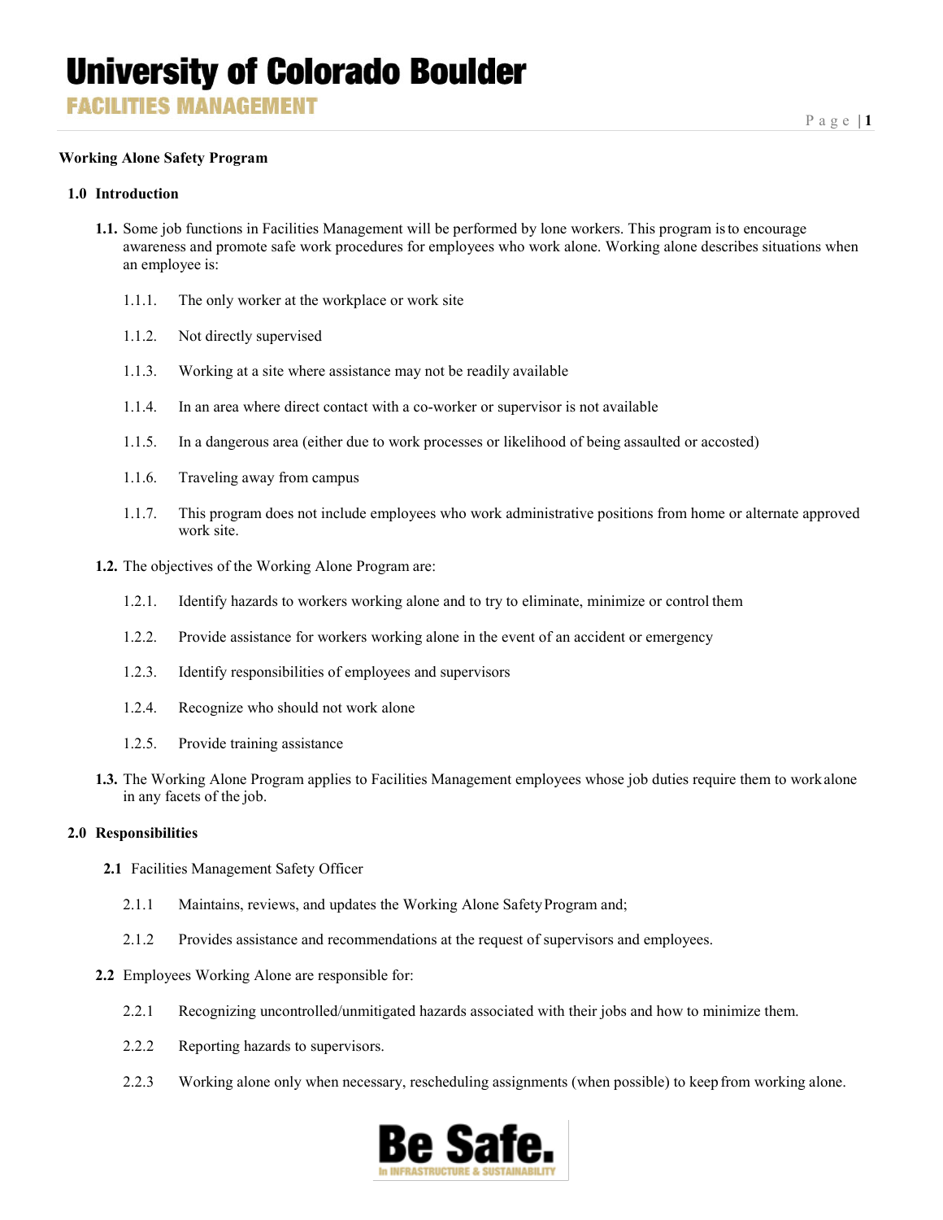# University of Colorado Boulder

## FACILITIES MANAGEMENT

**Working Alone Safety Program**

### 1.0 Introduction

**1.1.** Some job functions in Facilities Management will be performed by lone workers. This program is to encourage awareness and promote safe work procedures for employees who work alone. Working alone describes situations when an employee is:

- 1.1.1. The only worker at the workplace or work site
- 1.1.2. Not directly supervised
- 1.1.3. Working at a site where assistance may not be readily available
- 1.1.4. In an area where direct contact with a co-worker or supervisor is not available
- 1.1.5. In a dangerous area (either due to work processes or likelihood of being assaulted or accosted)
- 1.1.6. Traveling away from campus
- 1.1.7. This program does not include employees who work administrative positions from home or alternate approved work site.

**1.2.** The objectives of the Working Alone Program are:

- 1.2.1. Identify hazards to workers working alone and to try to eliminate, minimize or control them
- 1.2.2. Provide assistance for workers working alone in the event of an accident or emergency
- 1.2.3. Identify responsibilities of employees and supervisors
- 1.2.4. Recognize who should not work alone
- 1.2.5. Provide training assistance

**1.3.** The Working Alone Program applies to Facilities Management employees whose job duties require them to work alone in any facets of the job.

### 2.0 Responsibilities

**2.1** Facilities Management Safety Officer

- 2.1.1 Maintains, reviews, and updates the Working Alone Safety Program and;
- 2.1.2 Provides assistance and recommendations at the request of supervisors and employees.

**2.2** Employees Working Alone are responsible for:

- 2.2.1 Recognizing uncontrolled/unmitigated hazards associated with their jobs and how to minimize them.
- 2.2.2 Reporting hazards to supervisors.
- 2.2.3 Working alone only when necessary, rescheduling assignments (when possible) to keep from working alone.

**Be Safe.** In INFRASTRUCTURE & SUSTAINABILITY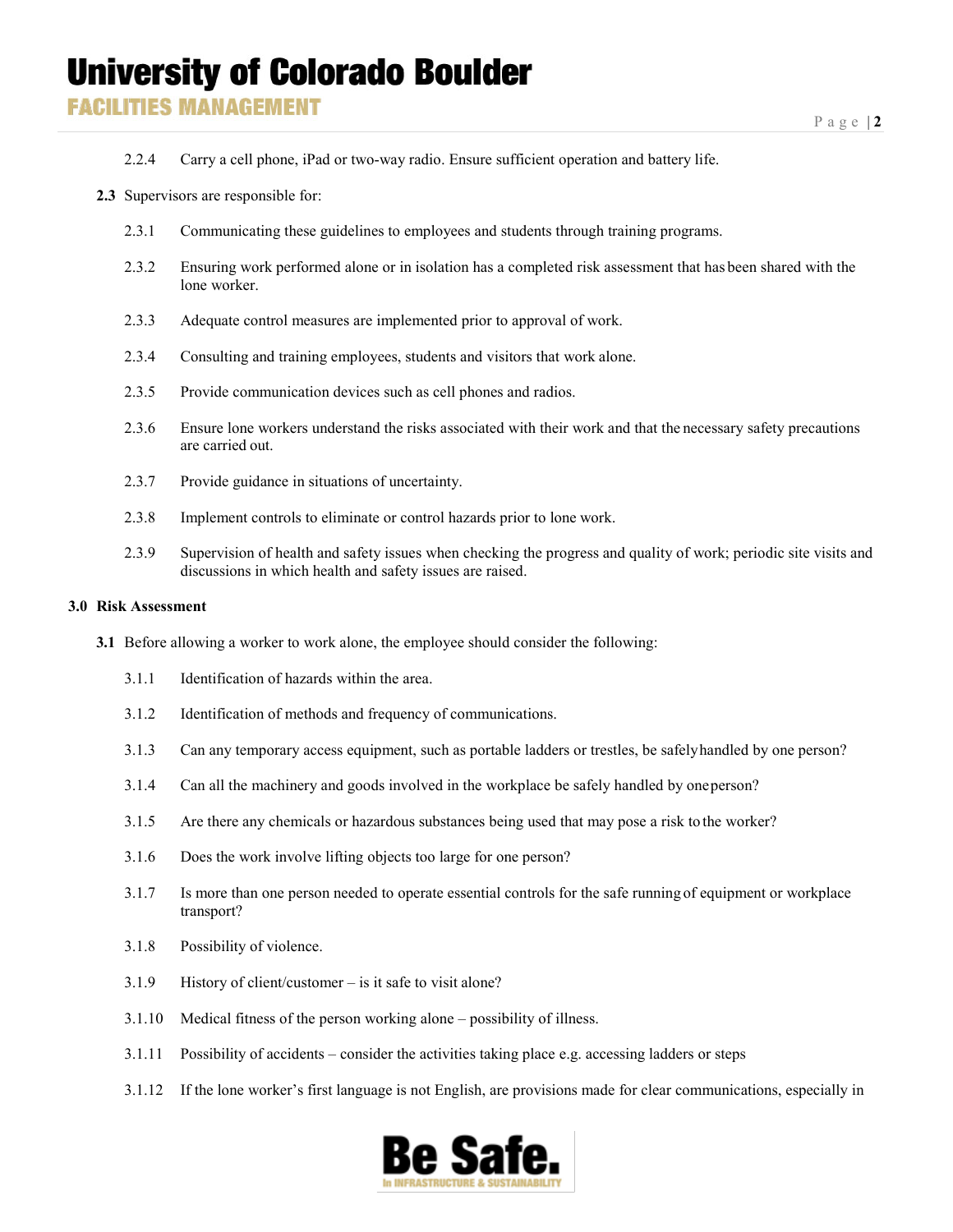2.2.4 Carry a cell phone, iPad or two-way radio. Ensure sufficient operation and battery life.

**2.3** Supervisors are responsible for:

2.3.1 Communicating these guidelines to employees and students through training programs.

2.3.2 Ensuring work performed alone or in isolation has a completed risk assessment that has been shared with the lone worker.

2.3.3 Adequate control measures are implemented prior to approval of work.

2.3.4 Consulting and training employees, students and visitors that work alone.

2.3.5 Provide communication devices such as cell phones and radios.

2.3.6 Ensure lone workers understand the risks associated with their work and that the necessary safety precautions are carried out.

2.3.7 Provide guidance in situations of uncertainty.

2.3.8 Implement controls to eliminate or control hazards prior to lone work.

2.3.9 Supervision of health and safety issues when checking the progress and quality of work; periodic site visits and discussions in which health and safety issues are raised.

## 3.0 Risk Assessment

**3.1** Before allowing a worker to work alone, the employee should consider the following:

3.1.1 Identification of hazards within the area.

3.1.2 Identification of methods and frequency of communications.

3.1.3 Can any temporary access equipment, such as portable ladders or trestles, be safely handled by one person?

3.1.4 Can all the machinery and goods involved in the workplace be safely handled by one person?

3.1.5 Are there any chemicals or hazardous substances being used that may pose a risk to the worker?

3.1.6 Does the work involve lifting objects too large for one person?

3.1.7 Is more than one person needed to operate essential controls for the safe running of equipment or workplace transport?

3.1.8 Possibility of violence.

3.1.9 History of client/customer – is it safe to visit alone?

3.1.10 Medical fitness of the person working alone – possibility of illness.

3.1.11 Possibility of accidents – consider the activities taking place e.g. accessing ladders or steps

3.1.12 If the lone worker's first language is not English, are provisions made for clear communications, especially in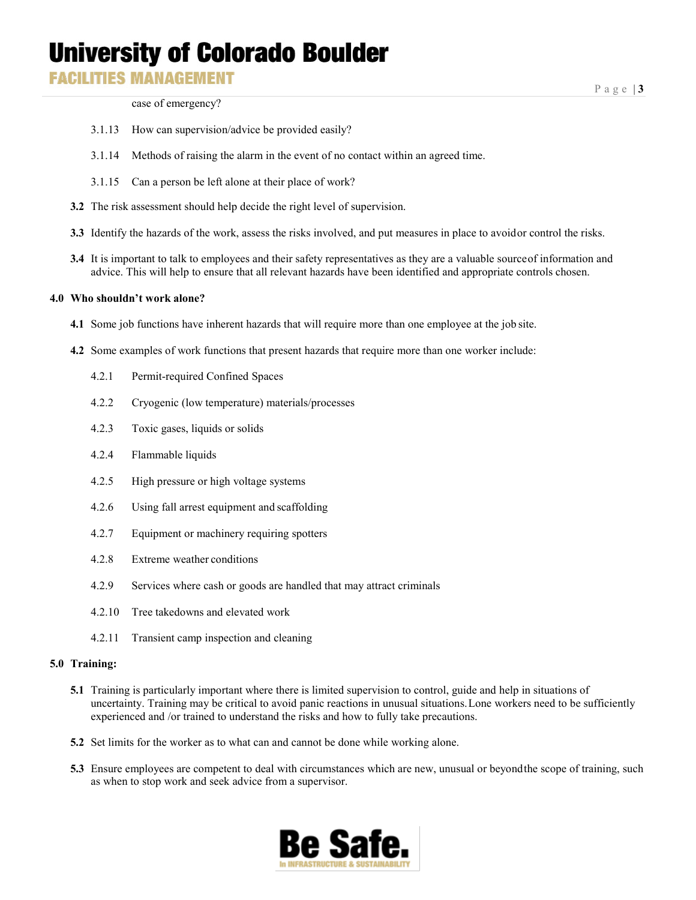case of emergency?

3.1.13 How can supervision/advice be provided easily?

3.1.14 Methods of raising the alarm in the event of no contact within an agreed time.

3.1.15 Can a person be left alone at their place of work?

**3.2** The risk assessment should help decide the right level of supervision.

**3.3** Identify the hazards of the work, assess the risks involved, and put measures in place to avoid or control the risks.

**3.4** It is important to talk to employees and their safety representatives as they are a valuable source of information and advice. This will help to ensure that all relevant hazards have been identified and appropriate controls chosen.

**4.0 Who shouldn't work alone?**

**4.1** Some job functions have inherent hazards that will require more than one employee at the job site.

**4.2** Some examples of work functions that present hazards that require more than one worker include:

4.2.1 Permit-required Confined Spaces

4.2.2 Cryogenic (low temperature) materials/processes

4.2.3 Toxic gases, liquids or solids

4.2.4 Flammable liquids

4.2.5 High pressure or high voltage systems

4.2.6 Using fall arrest equipment and scaffolding

4.2.7 Equipment or machinery requiring spotters

4.2.8 Extreme weather conditions

4.2.9 Services where cash or goods are handled that may attract criminals

4.2.10 Tree takedowns and elevated work

4.2.11 Transient camp inspection and cleaning

**5.0 Training:**

**5.1** Training is particularly important where there is limited supervision to control, guide and help in situations of uncertainty. Training may be critical to avoid panic reactions in unusual situations. Lone workers need to be sufficiently experienced and /or trained to understand the risks and how to fully take precautions.

**5.2** Set limits for the worker as to what can and cannot be done while working alone.

**5.3** Ensure employees are competent to deal with circumstances which are new, unusual or beyond the scope of training, such as when to stop work and seek advice from a supervisor.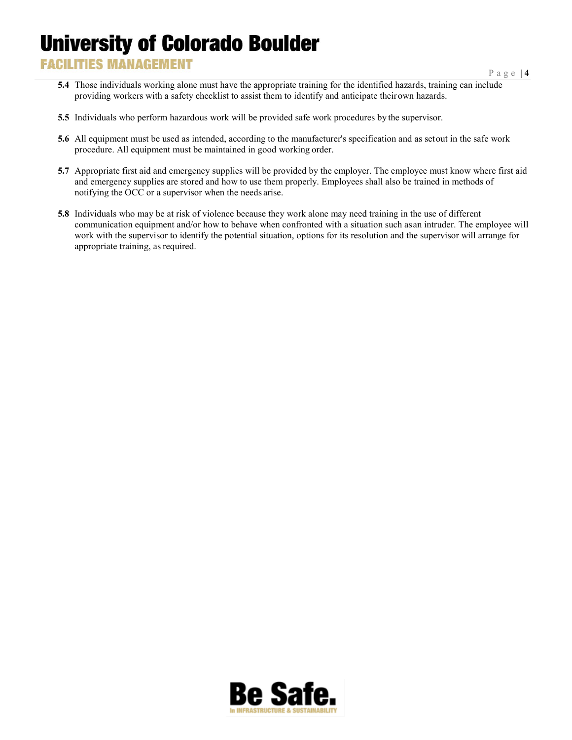**5.4** Those individuals working alone must have the appropriate training for the identified hazards, training can include providing workers with a safety checklist to assist them to identify and anticipate their own hazards.

**5.5** Individuals who perform hazardous work will be provided safe work procedures by the supervisor.

**5.6** All equipment must be used as intended, according to the manufacturer's specification and as set out in the safe work procedure. All equipment must be maintained in good working order.

**5.7** Appropriate first aid and emergency supplies will be provided by the employer. The employee must know where first aid and emergency supplies are stored and how to use them properly. Employees shall also be trained in methods of notifying the OCC or a supervisor when the needs arise.

**5.8** Individuals who may be at risk of violence because they work alone may need training in the use of different communication equipment and/or how to behave when confronted with a situation such as an intruder. The employee will work with the supervisor to identify the potential situation, options for its resolution and the supervisor will arrange for appropriate training, as required.